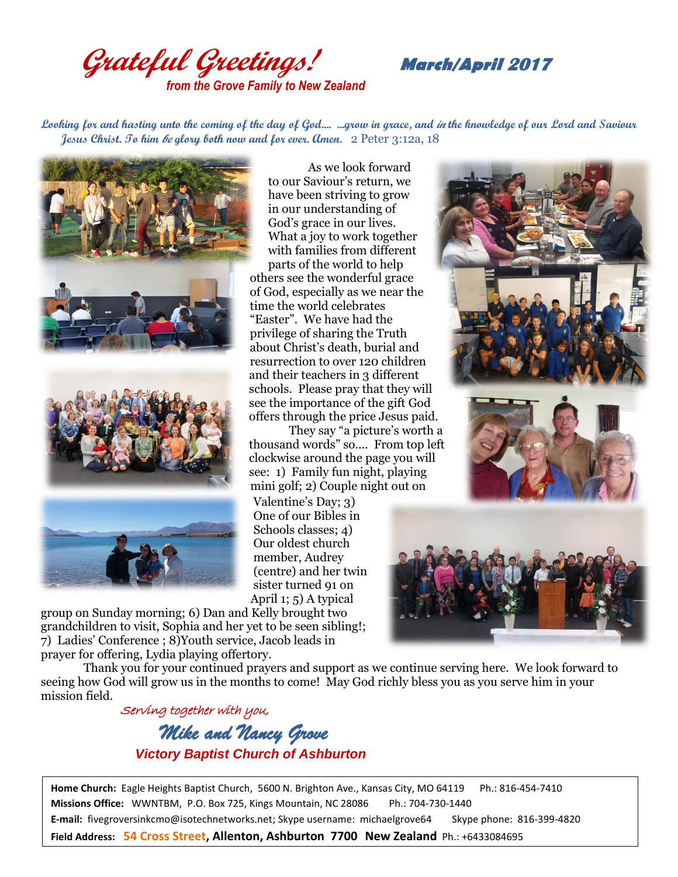# *Grateful Greetings!*

*from the Grove Family to New Zealand*

***March/April 2017***

***Looking for and hasting unto the coming of the day of God.... ...grow in grace, and in the knowledge of our Lord and Saviour Jesus Christ. To him be glory both now and for ever. Amen.*** 2 Peter 3:12a, 18

As we look forward to our Saviour's return, we have been striving to grow in our understanding of God's grace in our lives. What a joy to work together with families from different parts of the world to help others see the wonderful grace of God, especially as we near the time the world celebrates "Easter". We have had the privilege of sharing the Truth about Christ's death, burial and resurrection to over 120 children and their teachers in 3 different schools. Please pray that they will see the importance of the gift God offers through the price Jesus paid.

They say "a picture's worth a thousand words" so.... From top left clockwise around the page you will see: 1) Family fun night, playing mini golf; 2) Couple night out on Valentine's Day; 3) One of our Bibles in Schools classes; 4) Our oldest church member, Audrey (centre) and her twin sister turned 91 on April 1; 5) A typical group on Sunday morning; 6) Dan and Kelly brought two grandchildren to visit, Sophia and her yet to be seen sibling!; 7) Ladies' Conference ; 8)Youth service, Jacob leads in prayer for offering, Lydia playing offertory.

Thank you for your continued prayers and support as we continue serving here. We look forward to seeing how God will grow us in the months to come! May God richly bless you as you serve him in your mission field.

*Serving together with you,*

***Mike and Nancy Grove***

***Victory Baptist Church of Ashburton***

**Home Church:** Eagle Heights Baptist Church, 5600 N. Brighton Ave., Kansas City, MO 64119 Ph.: 816-454-7410
**Missions Office:** WWNTBM, P.O. Box 725, Kings Mountain, NC 28086 Ph.: 704-730-1440
**E-mail:** fivegroversinkcmo@isotechnetworks.net; Skype username: michaelgrove64 Skype phone: 816-399-4820
**Field Address: 54 Cross Street, Allenton, Ashburton 7700 New Zealand** Ph.: +6433084695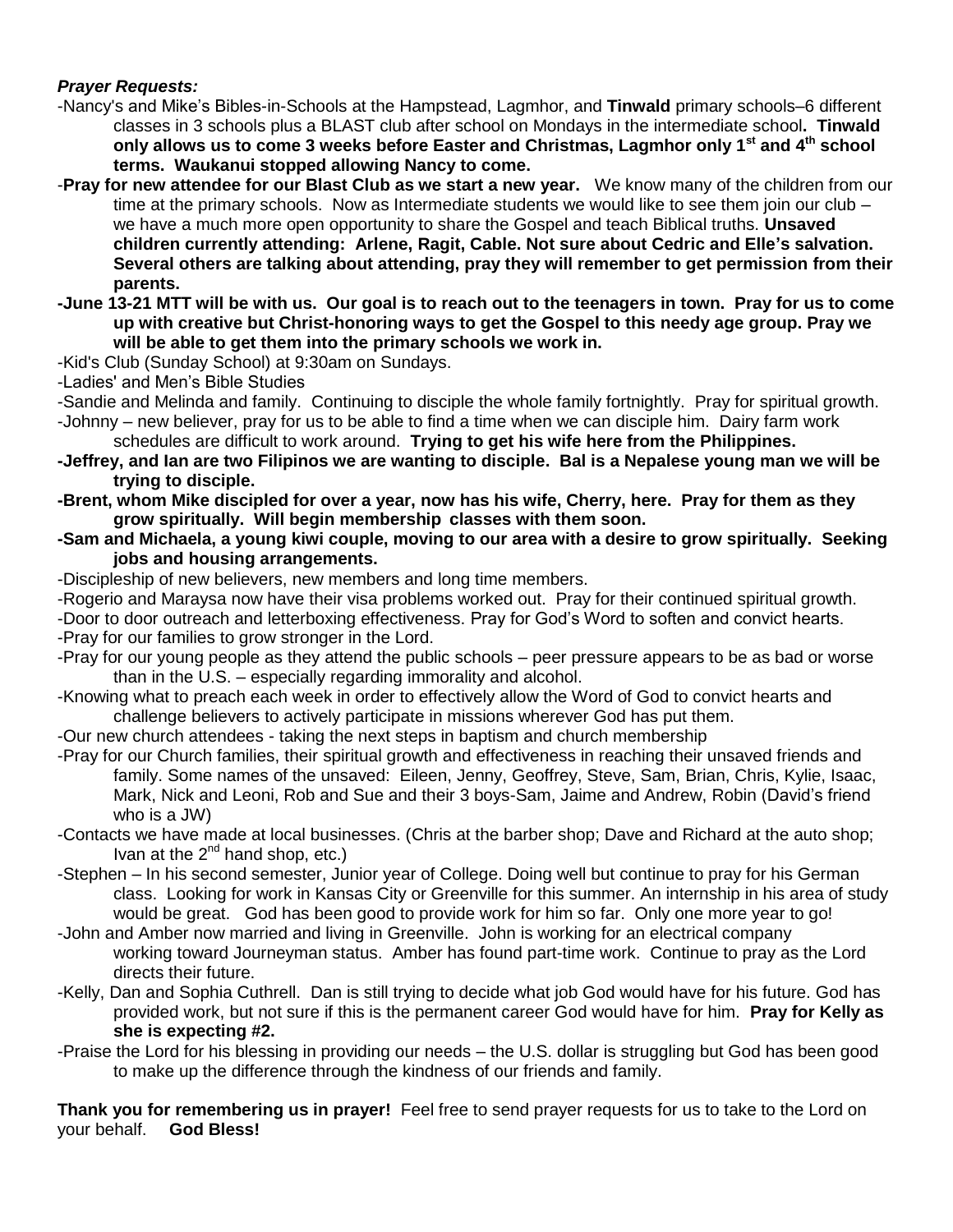***Prayer Requests:***

- -Nancy's and Mike's Bibles-in-Schools at the Hampstead, Lagmhor, and **Tinwald** primary schools–6 different classes in 3 schools plus a BLAST club after school on Mondays in the intermediate school**. Tinwald only allows us to come 3 weeks before Easter and Christmas, Lagmhor only 1st and 4th school terms. Waukanui stopped allowing Nancy to come.**
- -**Pray for new attendee for our Blast Club as we start a new year.** We know many of the children from our time at the primary schools. Now as Intermediate students we would like to see them join our club – we have a much more open opportunity to share the Gospel and teach Biblical truths. **Unsaved children currently attending: Arlene, Ragit, Cable. Not sure about Cedric and Elle's salvation. Several others are talking about attending, pray they will remember to get permission from their parents.**
- **-June 13-21 MTT will be with us. Our goal is to reach out to the teenagers in town. Pray for us to come up with creative but Christ-honoring ways to get the Gospel to this needy age group. Pray we will be able to get them into the primary schools we work in.**
- -Kid's Club (Sunday School) at 9:30am on Sundays.
- -Ladies' and Men's Bible Studies
- -Sandie and Melinda and family. Continuing to disciple the whole family fortnightly. Pray for spiritual growth.
- -Johnny – new believer, pray for us to be able to find a time when we can disciple him. Dairy farm work schedules are difficult to work around. **Trying to get his wife here from the Philippines.**
- **-Jeffrey, and Ian are two Filipinos we are wanting to disciple. Bal is a Nepalese young man we will be trying to disciple.**
- **-Brent, whom Mike discipled for over a year, now has his wife, Cherry, here. Pray for them as they grow spiritually. Will begin membership classes with them soon.**
- **-Sam and Michaela, a young kiwi couple, moving to our area with a desire to grow spiritually. Seeking jobs and housing arrangements.**
- -Discipleship of new believers, new members and long time members.
- -Rogerio and Maraysa now have their visa problems worked out. Pray for their continued spiritual growth.
- -Door to door outreach and letterboxing effectiveness. Pray for God's Word to soften and convict hearts.
- -Pray for our families to grow stronger in the Lord.
- -Pray for our young people as they attend the public schools – peer pressure appears to be as bad or worse than in the U.S. – especially regarding immorality and alcohol.
- -Knowing what to preach each week in order to effectively allow the Word of God to convict hearts and challenge believers to actively participate in missions wherever God has put them.
- -Our new church attendees - taking the next steps in baptism and church membership
- -Pray for our Church families, their spiritual growth and effectiveness in reaching their unsaved friends and family. Some names of the unsaved: Eileen, Jenny, Geoffrey, Steve, Sam, Brian, Chris, Kylie, Isaac, Mark, Nick and Leoni, Rob and Sue and their 3 boys-Sam, Jaime and Andrew, Robin (David's friend who is a JW)
- -Contacts we have made at local businesses. (Chris at the barber shop; Dave and Richard at the auto shop; Ivan at the 2nd hand shop, etc.)
- -Stephen – In his second semester, Junior year of College. Doing well but continue to pray for his German class. Looking for work in Kansas City or Greenville for this summer. An internship in his area of study would be great. God has been good to provide work for him so far. Only one more year to go!
- -John and Amber now married and living in Greenville. John is working for an electrical company working toward Journeyman status. Amber has found part-time work. Continue to pray as the Lord directs their future.
- -Kelly, Dan and Sophia Cuthrell. Dan is still trying to decide what job God would have for his future. God has provided work, but not sure if this is the permanent career God would have for him. **Pray for Kelly as she is expecting #2.**
- -Praise the Lord for his blessing in providing our needs – the U.S. dollar is struggling but God has been good to make up the difference through the kindness of our friends and family.

**Thank you for remembering us in prayer!** Feel free to send prayer requests for us to take to the Lord on your behalf. **God Bless!**